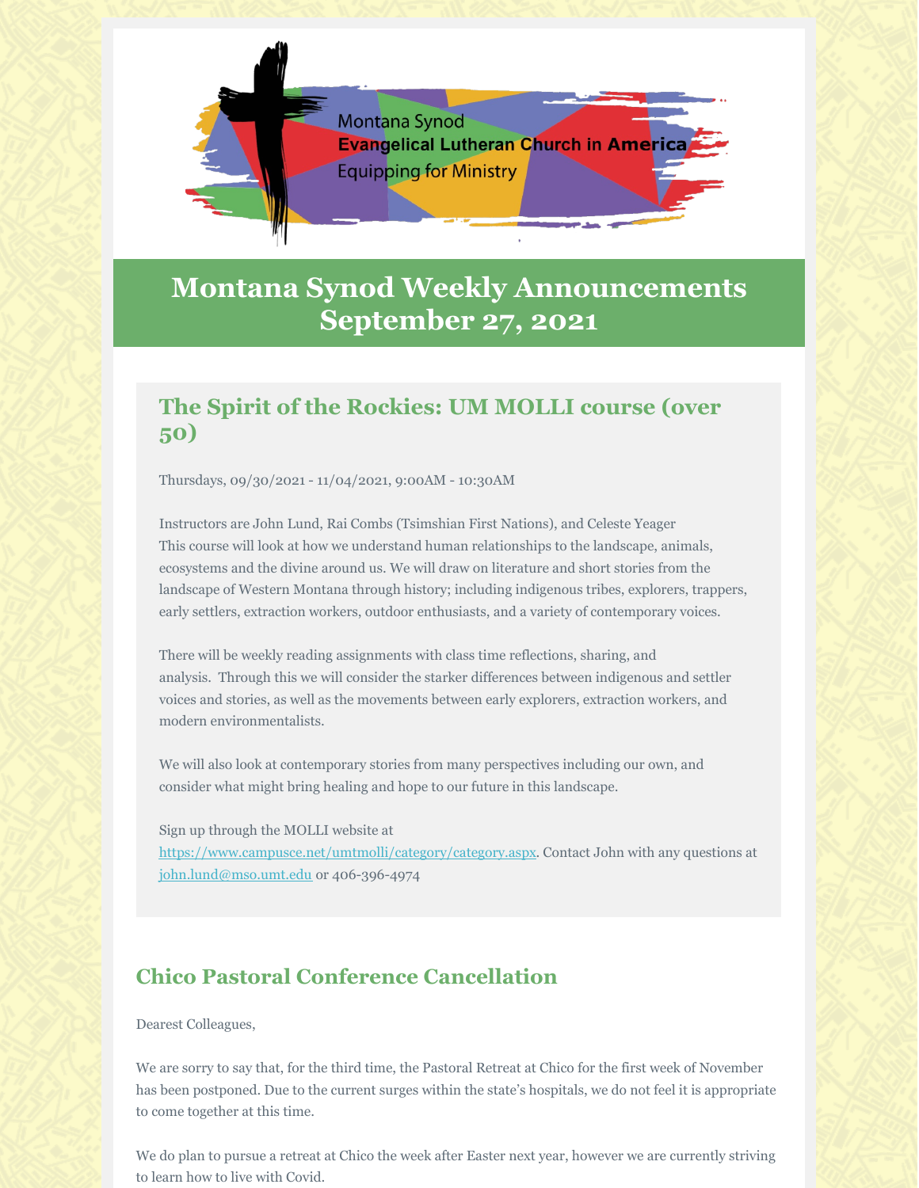Montana Synod
**Evangelical Lutheran Church in America**
Equipping for Ministry

# Montana Synod Weekly Announcements September 27, 2021

## The Spirit of the Rockies: UM MOLLI course (over 50)

Thursdays, 09/30/2021 - 11/04/2021, 9:00AM - 10:30AM

Instructors are John Lund, Rai Combs (Tsimshian First Nations), and Celeste Yeager
This course will look at how we understand human relationships to the landscape, animals, ecosystems and the divine around us. We will draw on literature and short stories from the landscape of Western Montana through history; including indigenous tribes, explorers, trappers, early settlers, extraction workers, outdoor enthusiasts, and a variety of contemporary voices.

There will be weekly reading assignments with class time reflections, sharing, and analysis. Through this we will consider the starker differences between indigenous and settler voices and stories, as well as the movements between early explorers, extraction workers, and modern environmentalists.

We will also look at contemporary stories from many perspectives including our own, and consider what might bring healing and hope to our future in this landscape.

Sign up through the MOLLI website at https://www.campusce.net/umtmolli/category/category.aspx. Contact John with any questions at john.lund@mso.umt.edu or 406-396-4974

## Chico Pastoral Conference Cancellation

Dearest Colleagues,

We are sorry to say that, for the third time, the Pastoral Retreat at Chico for the first week of November has been postponed. Due to the current surges within the state's hospitals, we do not feel it is appropriate to come together at this time.

We do plan to pursue a retreat at Chico the week after Easter next year, however we are currently striving to learn how to live with Covid.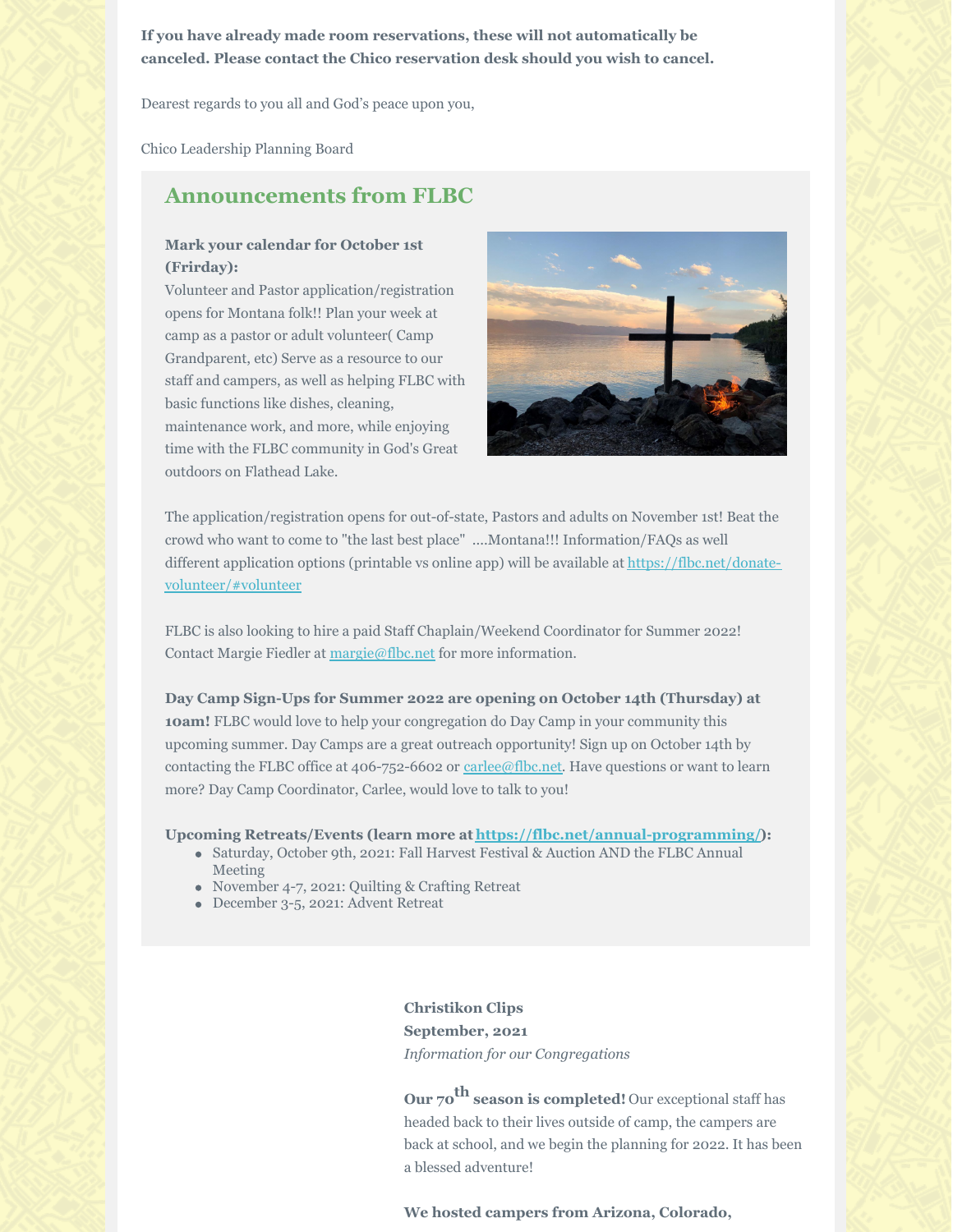**If you have already made room reservations, these will not automatically be canceled. Please contact the Chico reservation desk should you wish to cancel.**

Dearest regards to you all and God's peace upon you,

Chico Leadership Planning Board

## Announcements from FLBC

**Mark your calendar for October 1st (Frirday):**
Volunteer and Pastor application/registration opens for Montana folk!! Plan your week at camp as a pastor or adult volunteer( Camp Grandparent, etc) Serve as a resource to our staff and campers, as well as helping FLBC with basic functions like dishes, cleaning, maintenance work, and more, while enjoying time with the FLBC community in God's Great outdoors on Flathead Lake.

The application/registration opens for out-of-state, Pastors and adults on November 1st! Beat the crowd who want to come to "the last best place" ....Montana!!! Information/FAQs as well different application options (printable vs online app) will be available at https://flbc.net/donate-volunteer/#volunteer

FLBC is also looking to hire a paid Staff Chaplain/Weekend Coordinator for Summer 2022! Contact Margie Fiedler at margie@flbc.net for more information.

**Day Camp Sign-Ups for Summer 2022 are opening on October 14th (Thursday) at 10am!** FLBC would love to help your congregation do Day Camp in your community this upcoming summer. Day Camps are a great outreach opportunity! Sign up on October 14th by contacting the FLBC office at 406-752-6602 or carlee@flbc.net. Have questions or want to learn more? Day Camp Coordinator, Carlee, would love to talk to you!

**Upcoming Retreats/Events (learn more at https://flbc.net/annual-programming/):**

- Saturday, October 9th, 2021: Fall Harvest Festival & Auction AND the FLBC Annual Meeting
- November 4-7, 2021: Quilting & Crafting Retreat
- December 3-5, 2021: Advent Retreat

**Christikon Clips**
**September, 2021**
*Information for our Congregations*

**Our 70th season is completed!** Our exceptional staff has headed back to their lives outside of camp, the campers are back at school, and we begin the planning for 2022. It has been a blessed adventure!

**We hosted campers from Arizona, Colorado,**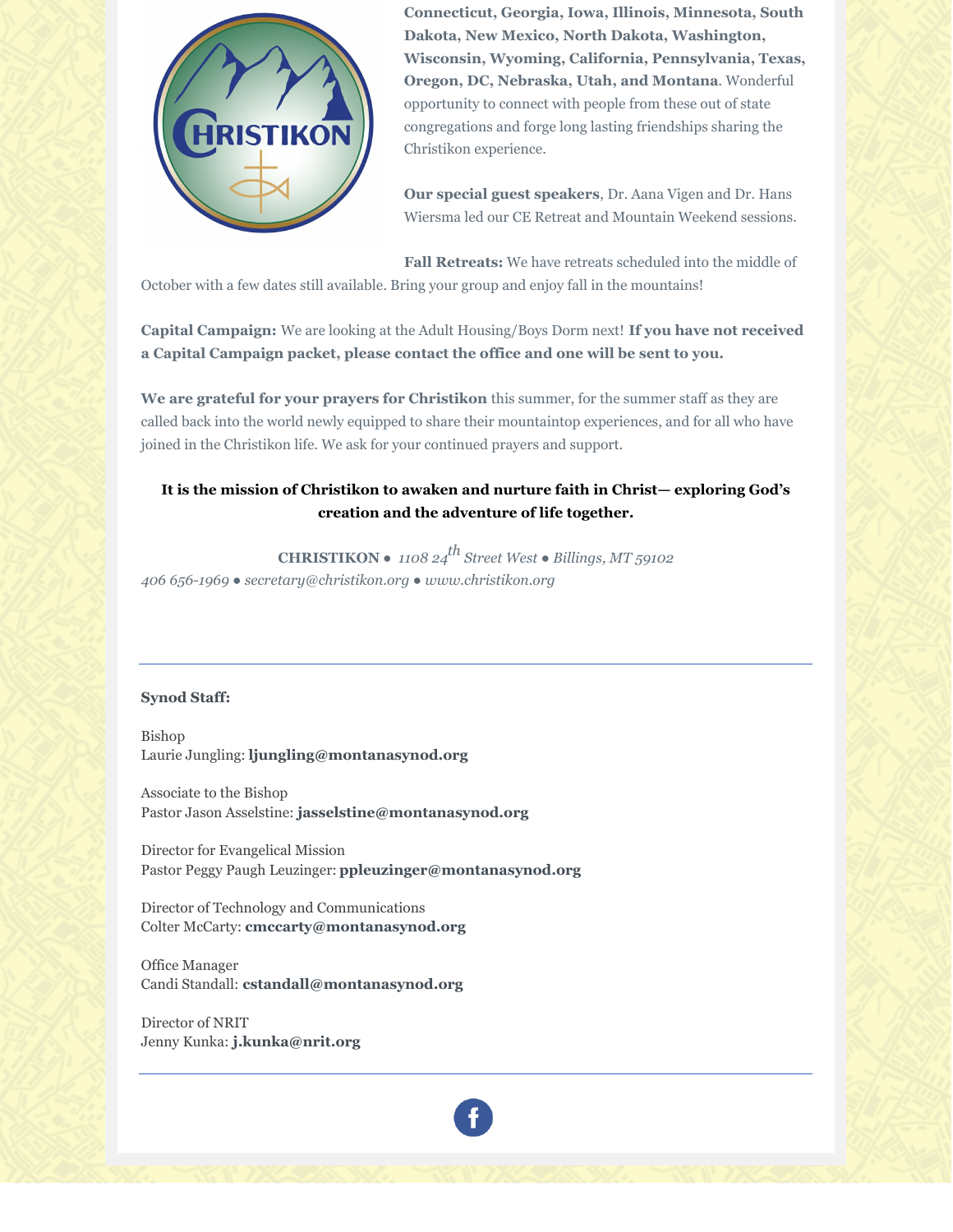**Connecticut, Georgia, Iowa, Illinois, Minnesota, South Dakota, New Mexico, North Dakota, Washington, Wisconsin, Wyoming, California, Pennsylvania, Texas, Oregon, DC, Nebraska, Utah, and Montana**. Wonderful opportunity to connect with people from these out of state congregations and forge long lasting friendships sharing the Christikon experience.

**Our special guest speakers**, Dr. Aana Vigen and Dr. Hans Wiersma led our CE Retreat and Mountain Weekend sessions.

**Fall Retreats:** We have retreats scheduled into the middle of October with a few dates still available. Bring your group and enjoy fall in the mountains!

**Capital Campaign:** We are looking at the Adult Housing/Boys Dorm next! **If you have not received a Capital Campaign packet, please contact the office and one will be sent to you.**

**We are grateful for your prayers for Christikon** this summer, for the summer staff as they are called back into the world newly equipped to share their mountaintop experiences, and for all who have joined in the Christikon life. We ask for your continued prayers and support.

**It is the mission of Christikon to awaken and nurture faith in Christ— exploring God's creation and the adventure of life together.**

**CHRISTIKON** ● *1108 24th Street West ● Billings, MT 59102*
*406 656-1969 ● secretary@christikon.org ● www.christikon.org*

---

**Synod Staff:**

Bishop
Laurie Jungling: **ljungling@montanasynod.org**

Associate to the Bishop
Pastor Jason Asselstine: **jasselstine@montanasynod.org**

Director for Evangelical Mission
Pastor Peggy Paugh Leuzinger: **ppleuzinger@montanasynod.org**

Director of Technology and Communications
Colter McCarty: **cmccarty@montanasynod.org**

Office Manager
Candi Standall: **cstandall@montanasynod.org**

Director of NRIT
Jenny Kunka: **j.kunka@nrit.org**